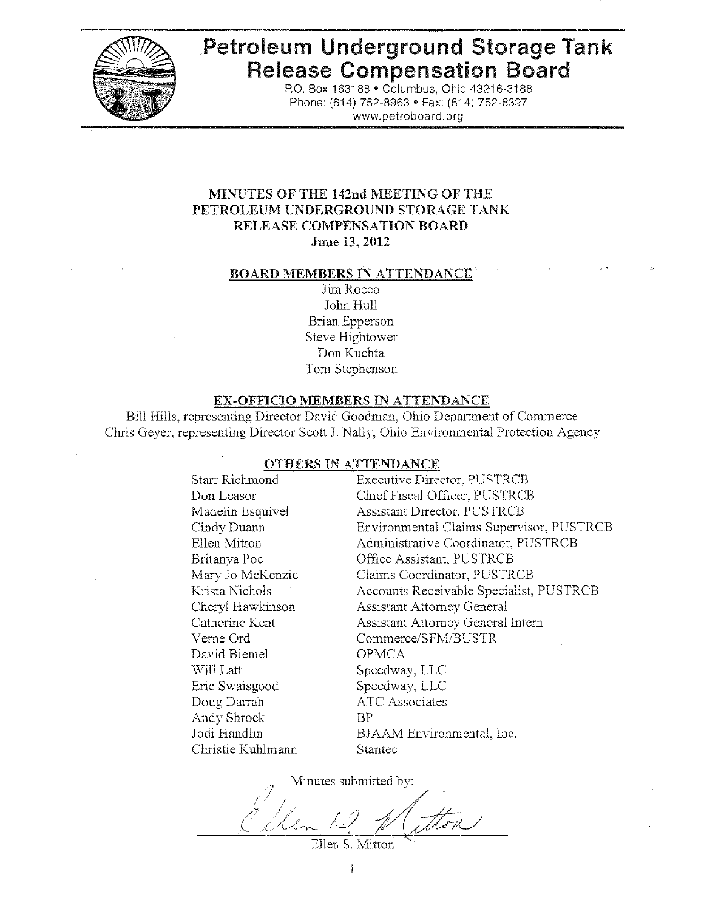# Petroleum Underground Storage Tank Release Compensation Board

P.O. Box 163188 • Columbus, Ohio 43216-3188
Phone: (614) 752-8963 • Fax: (614) 752-8397
www.petroboard.org

## MINUTES OF THE 142nd MEETING OF THE PETROLEUM UNDERGROUND STORAGE TANK RELEASE COMPENSATION BOARD

**June 13, 2012**

### BOARD MEMBERS IN ATTENDANCE

Jim Rocco
John Hull
Brian Epperson
Steve Hightower
Don Kuchta
Tom Stephenson

### EX-OFFICIO MEMBERS IN ATTENDANCE

Bill Hills, representing Director David Goodman, Ohio Department of Commerce
Chris Geyer, representing Director Scott J. Nally, Ohio Environmental Protection Agency

### OTHERS IN ATTENDANCE

| | |
|---|---|
| Starr Richmond | Executive Director, PUSTRCB |
| Don Leasor | Chief Fiscal Officer, PUSTRCB |
| Madelin Esquivel | Assistant Director, PUSTRCB |
| Cindy Duann | Environmental Claims Supervisor, PUSTRCB |
| Ellen Mitton | Administrative Coordinator, PUSTRCB |
| Britanya Poe | Office Assistant, PUSTRCB |
| Mary Jo McKenzie | Claims Coordinator, PUSTRCB |
| Krista Nichols | Accounts Receivable Specialist, PUSTRCB |
| Cheryl Hawkinson | Assistant Attorney General |
| Catherine Kent | Assistant Attorney General Intern |
| Verne Ord | Commerce/SFM/BUSTR |
| David Biemel | OPMCA |
| Will Latt | Speedway, LLC |
| Eric Swaisgood | Speedway, LLC |
| Doug Darrah | ATC Associates |
| Andy Shrock | BP |
| Jodi Handlin | BJAAM Environmental, Inc. |
| Christie Kuhlmann | Stantec |

Minutes submitted by:

Ellen S. Mitton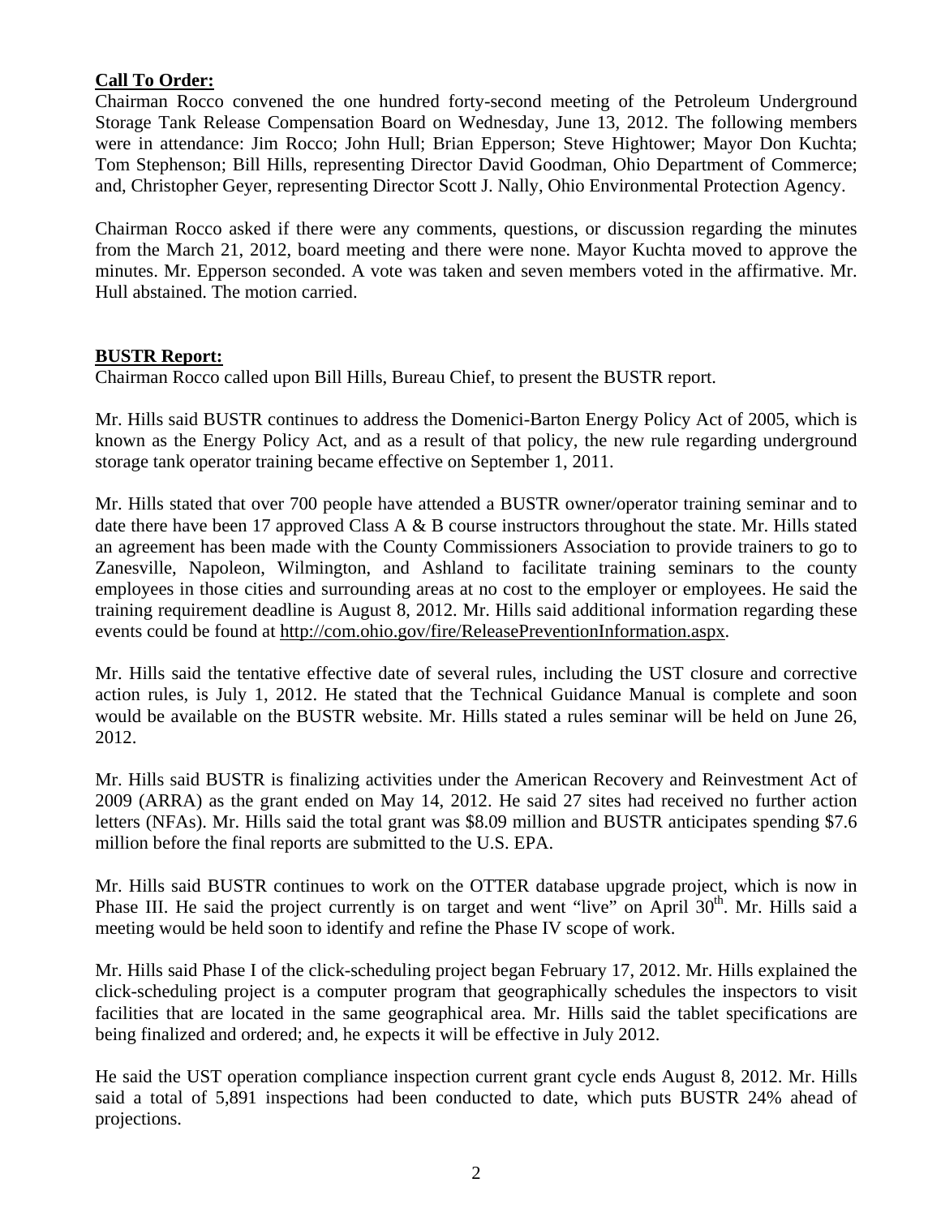**Call To Order:**

Chairman Rocco convened the one hundred forty-second meeting of the Petroleum Underground Storage Tank Release Compensation Board on Wednesday, June 13, 2012. The following members were in attendance: Jim Rocco; John Hull; Brian Epperson; Steve Hightower; Mayor Don Kuchta; Tom Stephenson; Bill Hills, representing Director David Goodman, Ohio Department of Commerce; and, Christopher Geyer, representing Director Scott J. Nally, Ohio Environmental Protection Agency.

Chairman Rocco asked if there were any comments, questions, or discussion regarding the minutes from the March 21, 2012, board meeting and there were none. Mayor Kuchta moved to approve the minutes. Mr. Epperson seconded. A vote was taken and seven members voted in the affirmative. Mr. Hull abstained. The motion carried.

**BUSTR Report:**

Chairman Rocco called upon Bill Hills, Bureau Chief, to present the BUSTR report.

Mr. Hills said BUSTR continues to address the Domenici-Barton Energy Policy Act of 2005, which is known as the Energy Policy Act, and as a result of that policy, the new rule regarding underground storage tank operator training became effective on September 1, 2011.

Mr. Hills stated that over 700 people have attended a BUSTR owner/operator training seminar and to date there have been 17 approved Class A & B course instructors throughout the state. Mr. Hills stated an agreement has been made with the County Commissioners Association to provide trainers to go to Zanesville, Napoleon, Wilmington, and Ashland to facilitate training seminars to the county employees in those cities and surrounding areas at no cost to the employer or employees. He said the training requirement deadline is August 8, 2012. Mr. Hills said additional information regarding these events could be found at http://com.ohio.gov/fire/ReleasePreventionInformation.aspx.

Mr. Hills said the tentative effective date of several rules, including the UST closure and corrective action rules, is July 1, 2012. He stated that the Technical Guidance Manual is complete and soon would be available on the BUSTR website. Mr. Hills stated a rules seminar will be held on June 26, 2012.

Mr. Hills said BUSTR is finalizing activities under the American Recovery and Reinvestment Act of 2009 (ARRA) as the grant ended on May 14, 2012. He said 27 sites had received no further action letters (NFAs). Mr. Hills said the total grant was $8.09 million and BUSTR anticipates spending $7.6 million before the final reports are submitted to the U.S. EPA.

Mr. Hills said BUSTR continues to work on the OTTER database upgrade project, which is now in Phase III. He said the project currently is on target and went "live" on April 30th. Mr. Hills said a meeting would be held soon to identify and refine the Phase IV scope of work.

Mr. Hills said Phase I of the click-scheduling project began February 17, 2012. Mr. Hills explained the click-scheduling project is a computer program that geographically schedules the inspectors to visit facilities that are located in the same geographical area. Mr. Hills said the tablet specifications are being finalized and ordered; and, he expects it will be effective in July 2012.

He said the UST operation compliance inspection current grant cycle ends August 8, 2012. Mr. Hills said a total of 5,891 inspections had been conducted to date, which puts BUSTR 24% ahead of projections.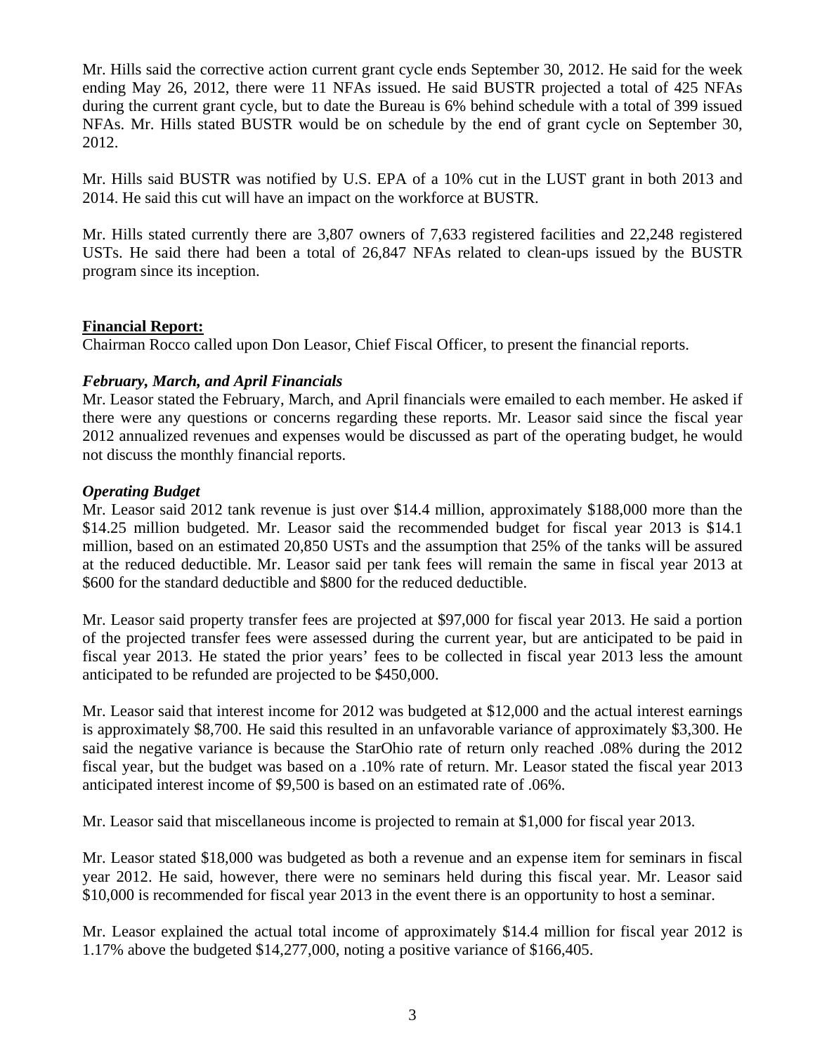Mr. Hills said the corrective action current grant cycle ends September 30, 2012. He said for the week ending May 26, 2012, there were 11 NFAs issued. He said BUSTR projected a total of 425 NFAs during the current grant cycle, but to date the Bureau is 6% behind schedule with a total of 399 issued NFAs. Mr. Hills stated BUSTR would be on schedule by the end of grant cycle on September 30, 2012.

Mr. Hills said BUSTR was notified by U.S. EPA of a 10% cut in the LUST grant in both 2013 and 2014. He said this cut will have an impact on the workforce at BUSTR.

Mr. Hills stated currently there are 3,807 owners of 7,633 registered facilities and 22,248 registered USTs. He said there had been a total of 26,847 NFAs related to clean-ups issued by the BUSTR program since its inception.

**Financial Report:**

Chairman Rocco called upon Don Leasor, Chief Fiscal Officer, to present the financial reports.

***February, March, and April Financials***

Mr. Leasor stated the February, March, and April financials were emailed to each member. He asked if there were any questions or concerns regarding these reports. Mr. Leasor said since the fiscal year 2012 annualized revenues and expenses would be discussed as part of the operating budget, he would not discuss the monthly financial reports.

***Operating Budget***

Mr. Leasor said 2012 tank revenue is just over $14.4 million, approximately $188,000 more than the $14.25 million budgeted. Mr. Leasor said the recommended budget for fiscal year 2013 is $14.1 million, based on an estimated 20,850 USTs and the assumption that 25% of the tanks will be assured at the reduced deductible. Mr. Leasor said per tank fees will remain the same in fiscal year 2013 at $600 for the standard deductible and $800 for the reduced deductible.

Mr. Leasor said property transfer fees are projected at $97,000 for fiscal year 2013. He said a portion of the projected transfer fees were assessed during the current year, but are anticipated to be paid in fiscal year 2013. He stated the prior years' fees to be collected in fiscal year 2013 less the amount anticipated to be refunded are projected to be $450,000.

Mr. Leasor said that interest income for 2012 was budgeted at $12,000 and the actual interest earnings is approximately $8,700. He said this resulted in an unfavorable variance of approximately $3,300. He said the negative variance is because the StarOhio rate of return only reached .08% during the 2012 fiscal year, but the budget was based on a .10% rate of return. Mr. Leasor stated the fiscal year 2013 anticipated interest income of $9,500 is based on an estimated rate of .06%.

Mr. Leasor said that miscellaneous income is projected to remain at $1,000 for fiscal year 2013.

Mr. Leasor stated $18,000 was budgeted as both a revenue and an expense item for seminars in fiscal year 2012. He said, however, there were no seminars held during this fiscal year. Mr. Leasor said $10,000 is recommended for fiscal year 2013 in the event there is an opportunity to host a seminar.

Mr. Leasor explained the actual total income of approximately $14.4 million for fiscal year 2012 is 1.17% above the budgeted $14,277,000, noting a positive variance of $166,405.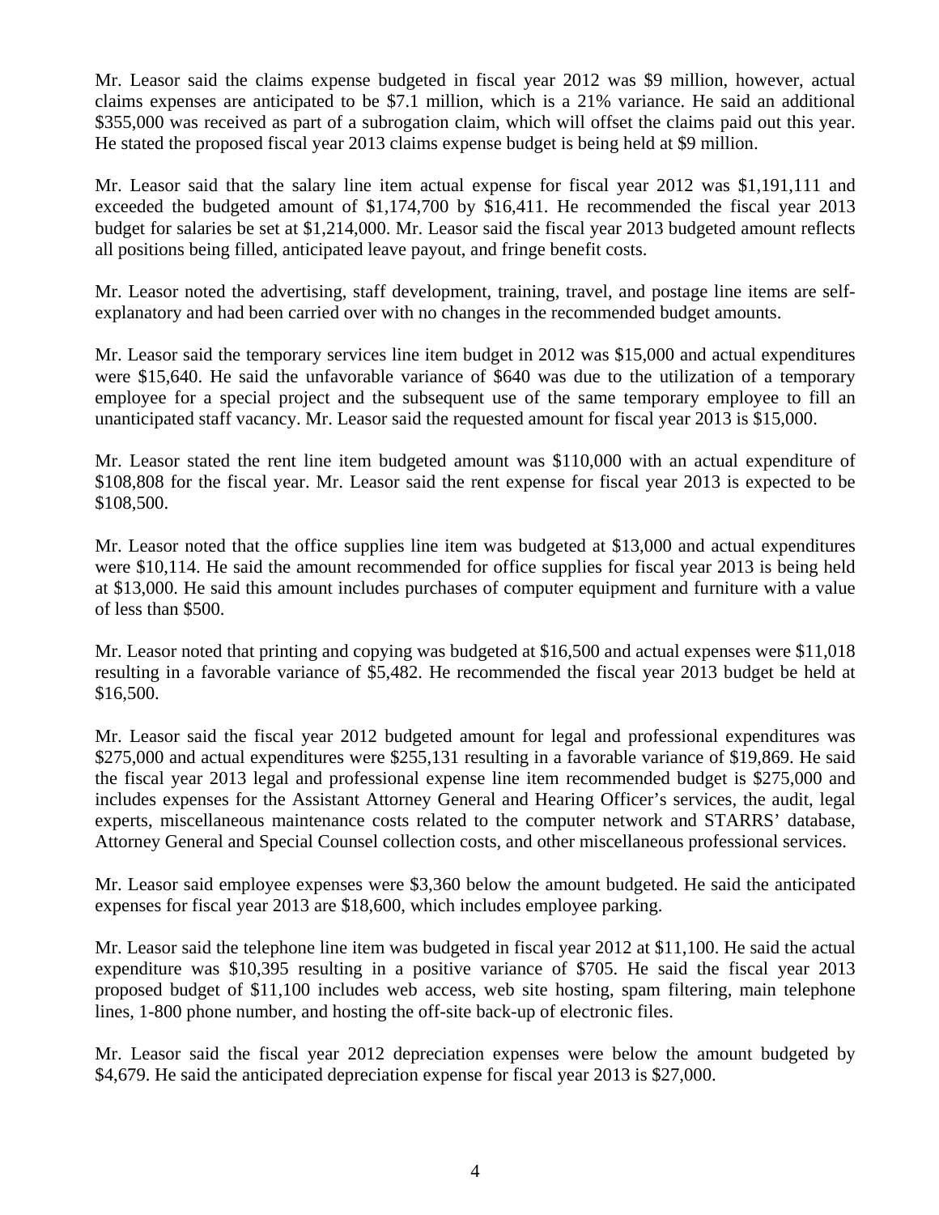Mr. Leasor said the claims expense budgeted in fiscal year 2012 was $9 million, however, actual claims expenses are anticipated to be $7.1 million, which is a 21% variance. He said an additional $355,000 was received as part of a subrogation claim, which will offset the claims paid out this year. He stated the proposed fiscal year 2013 claims expense budget is being held at $9 million.

Mr. Leasor said that the salary line item actual expense for fiscal year 2012 was $1,191,111 and exceeded the budgeted amount of $1,174,700 by $16,411. He recommended the fiscal year 2013 budget for salaries be set at $1,214,000. Mr. Leasor said the fiscal year 2013 budgeted amount reflects all positions being filled, anticipated leave payout, and fringe benefit costs.

Mr. Leasor noted the advertising, staff development, training, travel, and postage line items are self-explanatory and had been carried over with no changes in the recommended budget amounts.

Mr. Leasor said the temporary services line item budget in 2012 was $15,000 and actual expenditures were $15,640. He said the unfavorable variance of $640 was due to the utilization of a temporary employee for a special project and the subsequent use of the same temporary employee to fill an unanticipated staff vacancy. Mr. Leasor said the requested amount for fiscal year 2013 is $15,000.

Mr. Leasor stated the rent line item budgeted amount was $110,000 with an actual expenditure of $108,808 for the fiscal year. Mr. Leasor said the rent expense for fiscal year 2013 is expected to be $108,500.

Mr. Leasor noted that the office supplies line item was budgeted at $13,000 and actual expenditures were $10,114. He said the amount recommended for office supplies for fiscal year 2013 is being held at $13,000. He said this amount includes purchases of computer equipment and furniture with a value of less than $500.

Mr. Leasor noted that printing and copying was budgeted at $16,500 and actual expenses were $11,018 resulting in a favorable variance of $5,482. He recommended the fiscal year 2013 budget be held at $16,500.

Mr. Leasor said the fiscal year 2012 budgeted amount for legal and professional expenditures was $275,000 and actual expenditures were $255,131 resulting in a favorable variance of $19,869. He said the fiscal year 2013 legal and professional expense line item recommended budget is $275,000 and includes expenses for the Assistant Attorney General and Hearing Officer's services, the audit, legal experts, miscellaneous maintenance costs related to the computer network and STARRS' database, Attorney General and Special Counsel collection costs, and other miscellaneous professional services.

Mr. Leasor said employee expenses were $3,360 below the amount budgeted. He said the anticipated expenses for fiscal year 2013 are $18,600, which includes employee parking.

Mr. Leasor said the telephone line item was budgeted in fiscal year 2012 at $11,100. He said the actual expenditure was $10,395 resulting in a positive variance of $705. He said the fiscal year 2013 proposed budget of $11,100 includes web access, web site hosting, spam filtering, main telephone lines, 1-800 phone number, and hosting the off-site back-up of electronic files.

Mr. Leasor said the fiscal year 2012 depreciation expenses were below the amount budgeted by $4,679. He said the anticipated depreciation expense for fiscal year 2013 is $27,000.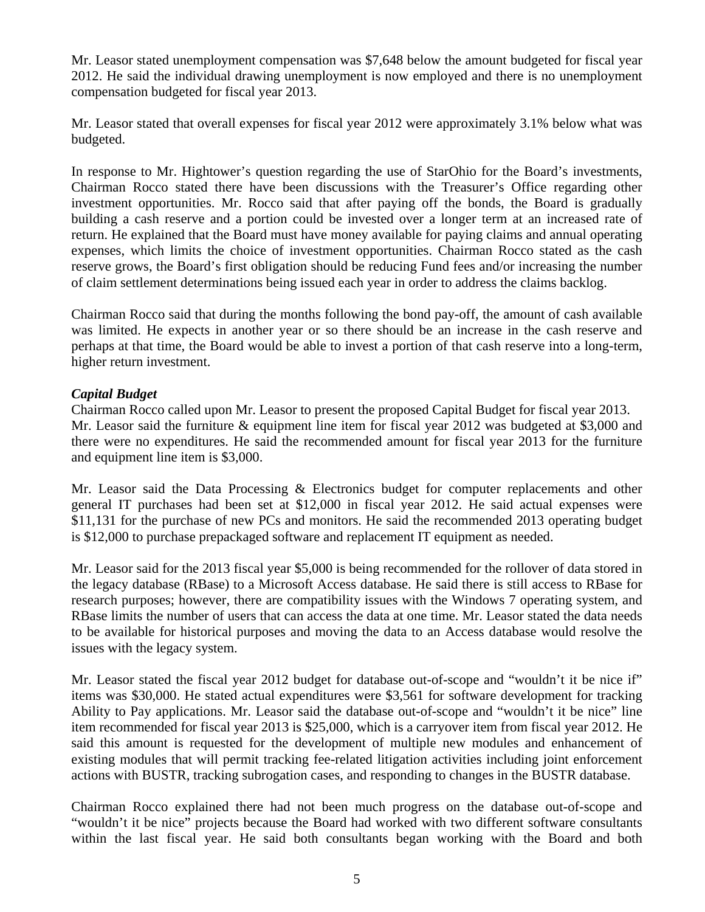Mr. Leasor stated unemployment compensation was $7,648 below the amount budgeted for fiscal year 2012. He said the individual drawing unemployment is now employed and there is no unemployment compensation budgeted for fiscal year 2013.

Mr. Leasor stated that overall expenses for fiscal year 2012 were approximately 3.1% below what was budgeted.

In response to Mr. Hightower's question regarding the use of StarOhio for the Board's investments, Chairman Rocco stated there have been discussions with the Treasurer's Office regarding other investment opportunities. Mr. Rocco said that after paying off the bonds, the Board is gradually building a cash reserve and a portion could be invested over a longer term at an increased rate of return. He explained that the Board must have money available for paying claims and annual operating expenses, which limits the choice of investment opportunities. Chairman Rocco stated as the cash reserve grows, the Board's first obligation should be reducing Fund fees and/or increasing the number of claim settlement determinations being issued each year in order to address the claims backlog.

Chairman Rocco said that during the months following the bond pay-off, the amount of cash available was limited. He expects in another year or so there should be an increase in the cash reserve and perhaps at that time, the Board would be able to invest a portion of that cash reserve into a long-term, higher return investment.

***Capital Budget***

Chairman Rocco called upon Mr. Leasor to present the proposed Capital Budget for fiscal year 2013. Mr. Leasor said the furniture & equipment line item for fiscal year 2012 was budgeted at $3,000 and there were no expenditures. He said the recommended amount for fiscal year 2013 for the furniture and equipment line item is $3,000.

Mr. Leasor said the Data Processing & Electronics budget for computer replacements and other general IT purchases had been set at $12,000 in fiscal year 2012. He said actual expenses were $11,131 for the purchase of new PCs and monitors. He said the recommended 2013 operating budget is $12,000 to purchase prepackaged software and replacement IT equipment as needed.

Mr. Leasor said for the 2013 fiscal year $5,000 is being recommended for the rollover of data stored in the legacy database (RBase) to a Microsoft Access database. He said there is still access to RBase for research purposes; however, there are compatibility issues with the Windows 7 operating system, and RBase limits the number of users that can access the data at one time. Mr. Leasor stated the data needs to be available for historical purposes and moving the data to an Access database would resolve the issues with the legacy system.

Mr. Leasor stated the fiscal year 2012 budget for database out-of-scope and "wouldn't it be nice if" items was $30,000. He stated actual expenditures were $3,561 for software development for tracking Ability to Pay applications. Mr. Leasor said the database out-of-scope and "wouldn't it be nice" line item recommended for fiscal year 2013 is $25,000, which is a carryover item from fiscal year 2012. He said this amount is requested for the development of multiple new modules and enhancement of existing modules that will permit tracking fee-related litigation activities including joint enforcement actions with BUSTR, tracking subrogation cases, and responding to changes in the BUSTR database.

Chairman Rocco explained there had not been much progress on the database out-of-scope and "wouldn't it be nice" projects because the Board had worked with two different software consultants within the last fiscal year. He said both consultants began working with the Board and both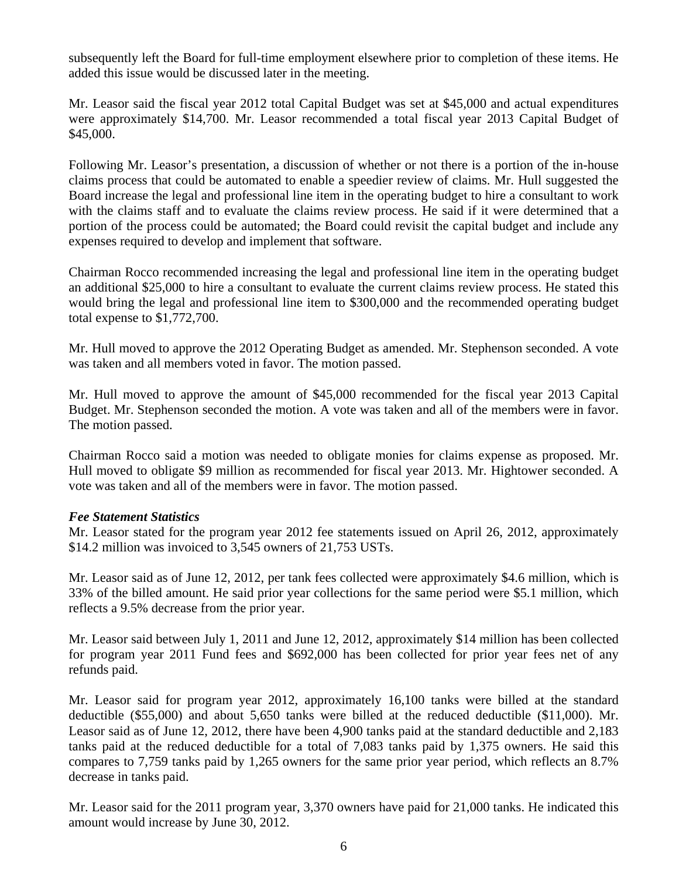subsequently left the Board for full-time employment elsewhere prior to completion of these items. He added this issue would be discussed later in the meeting.

Mr. Leasor said the fiscal year 2012 total Capital Budget was set at $45,000 and actual expenditures were approximately $14,700. Mr. Leasor recommended a total fiscal year 2013 Capital Budget of $45,000.

Following Mr. Leasor's presentation, a discussion of whether or not there is a portion of the in-house claims process that could be automated to enable a speedier review of claims. Mr. Hull suggested the Board increase the legal and professional line item in the operating budget to hire a consultant to work with the claims staff and to evaluate the claims review process. He said if it were determined that a portion of the process could be automated; the Board could revisit the capital budget and include any expenses required to develop and implement that software.

Chairman Rocco recommended increasing the legal and professional line item in the operating budget an additional $25,000 to hire a consultant to evaluate the current claims review process. He stated this would bring the legal and professional line item to $300,000 and the recommended operating budget total expense to $1,772,700.

Mr. Hull moved to approve the 2012 Operating Budget as amended. Mr. Stephenson seconded. A vote was taken and all members voted in favor. The motion passed.

Mr. Hull moved to approve the amount of $45,000 recommended for the fiscal year 2013 Capital Budget. Mr. Stephenson seconded the motion. A vote was taken and all of the members were in favor. The motion passed.

Chairman Rocco said a motion was needed to obligate monies for claims expense as proposed. Mr. Hull moved to obligate $9 million as recommended for fiscal year 2013. Mr. Hightower seconded. A vote was taken and all of the members were in favor. The motion passed.

***Fee Statement Statistics***

Mr. Leasor stated for the program year 2012 fee statements issued on April 26, 2012, approximately $14.2 million was invoiced to 3,545 owners of 21,753 USTs.

Mr. Leasor said as of June 12, 2012, per tank fees collected were approximately $4.6 million, which is 33% of the billed amount. He said prior year collections for the same period were $5.1 million, which reflects a 9.5% decrease from the prior year.

Mr. Leasor said between July 1, 2011 and June 12, 2012, approximately $14 million has been collected for program year 2011 Fund fees and $692,000 has been collected for prior year fees net of any refunds paid.

Mr. Leasor said for program year 2012, approximately 16,100 tanks were billed at the standard deductible ($55,000) and about 5,650 tanks were billed at the reduced deductible ($11,000). Mr. Leasor said as of June 12, 2012, there have been 4,900 tanks paid at the standard deductible and 2,183 tanks paid at the reduced deductible for a total of 7,083 tanks paid by 1,375 owners. He said this compares to 7,759 tanks paid by 1,265 owners for the same prior year period, which reflects an 8.7% decrease in tanks paid.

Mr. Leasor said for the 2011 program year, 3,370 owners have paid for 21,000 tanks. He indicated this amount would increase by June 30, 2012.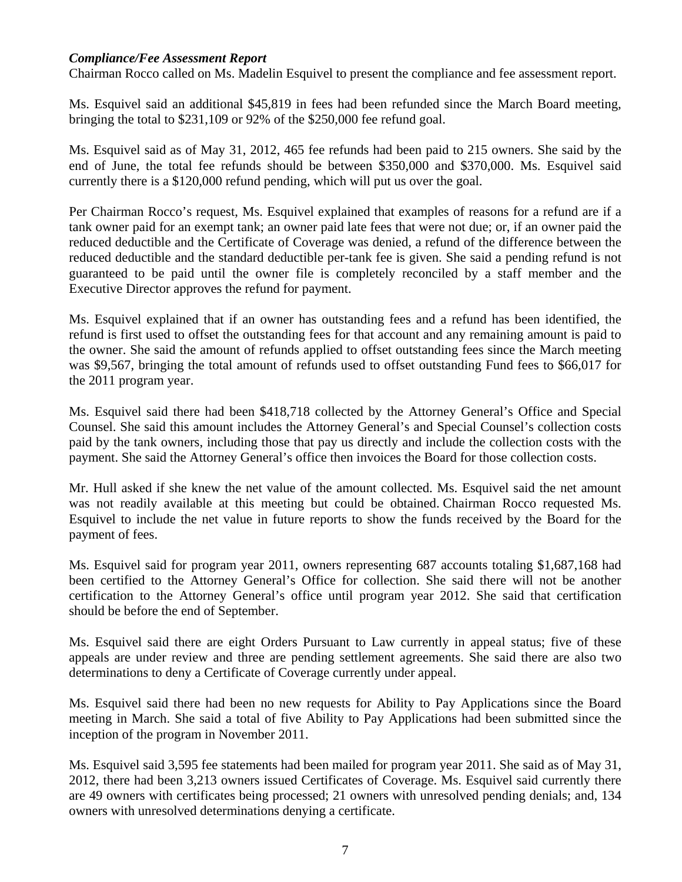***Compliance/Fee Assessment Report***

Chairman Rocco called on Ms. Madelin Esquivel to present the compliance and fee assessment report.

Ms. Esquivel said an additional $45,819 in fees had been refunded since the March Board meeting, bringing the total to $231,109 or 92% of the $250,000 fee refund goal.

Ms. Esquivel said as of May 31, 2012, 465 fee refunds had been paid to 215 owners. She said by the end of June, the total fee refunds should be between $350,000 and $370,000. Ms. Esquivel said currently there is a $120,000 refund pending, which will put us over the goal.

Per Chairman Rocco's request, Ms. Esquivel explained that examples of reasons for a refund are if a tank owner paid for an exempt tank; an owner paid late fees that were not due; or, if an owner paid the reduced deductible and the Certificate of Coverage was denied, a refund of the difference between the reduced deductible and the standard deductible per-tank fee is given. She said a pending refund is not guaranteed to be paid until the owner file is completely reconciled by a staff member and the Executive Director approves the refund for payment.

Ms. Esquivel explained that if an owner has outstanding fees and a refund has been identified, the refund is first used to offset the outstanding fees for that account and any remaining amount is paid to the owner. She said the amount of refunds applied to offset outstanding fees since the March meeting was $9,567, bringing the total amount of refunds used to offset outstanding Fund fees to $66,017 for the 2011 program year.

Ms. Esquivel said there had been $418,718 collected by the Attorney General's Office and Special Counsel. She said this amount includes the Attorney General's and Special Counsel's collection costs paid by the tank owners, including those that pay us directly and include the collection costs with the payment. She said the Attorney General's office then invoices the Board for those collection costs.

Mr. Hull asked if she knew the net value of the amount collected. Ms. Esquivel said the net amount was not readily available at this meeting but could be obtained. Chairman Rocco requested Ms. Esquivel to include the net value in future reports to show the funds received by the Board for the payment of fees.

Ms. Esquivel said for program year 2011, owners representing 687 accounts totaling $1,687,168 had been certified to the Attorney General's Office for collection. She said there will not be another certification to the Attorney General's office until program year 2012. She said that certification should be before the end of September.

Ms. Esquivel said there are eight Orders Pursuant to Law currently in appeal status; five of these appeals are under review and three are pending settlement agreements. She said there are also two determinations to deny a Certificate of Coverage currently under appeal.

Ms. Esquivel said there had been no new requests for Ability to Pay Applications since the Board meeting in March. She said a total of five Ability to Pay Applications had been submitted since the inception of the program in November 2011.

Ms. Esquivel said 3,595 fee statements had been mailed for program year 2011. She said as of May 31, 2012, there had been 3,213 owners issued Certificates of Coverage. Ms. Esquivel said currently there are 49 owners with certificates being processed; 21 owners with unresolved pending denials; and, 134 owners with unresolved determinations denying a certificate.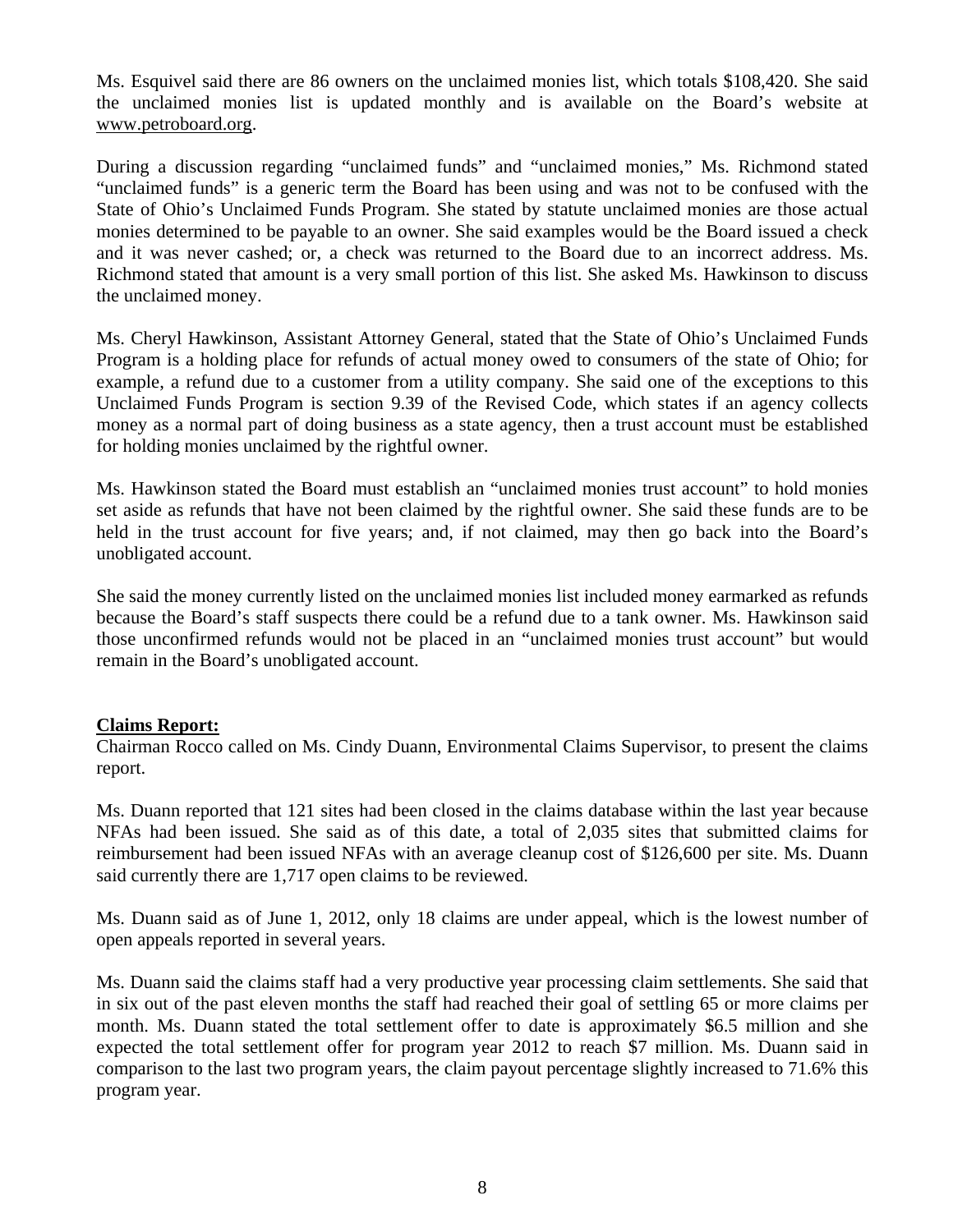Ms. Esquivel said there are 86 owners on the unclaimed monies list, which totals $108,420. She said the unclaimed monies list is updated monthly and is available on the Board's website at www.petroboard.org.

During a discussion regarding "unclaimed funds" and "unclaimed monies," Ms. Richmond stated "unclaimed funds" is a generic term the Board has been using and was not to be confused with the State of Ohio's Unclaimed Funds Program. She stated by statute unclaimed monies are those actual monies determined to be payable to an owner. She said examples would be the Board issued a check and it was never cashed; or, a check was returned to the Board due to an incorrect address. Ms. Richmond stated that amount is a very small portion of this list. She asked Ms. Hawkinson to discuss the unclaimed money.

Ms. Cheryl Hawkinson, Assistant Attorney General, stated that the State of Ohio's Unclaimed Funds Program is a holding place for refunds of actual money owed to consumers of the state of Ohio; for example, a refund due to a customer from a utility company. She said one of the exceptions to this Unclaimed Funds Program is section 9.39 of the Revised Code, which states if an agency collects money as a normal part of doing business as a state agency, then a trust account must be established for holding monies unclaimed by the rightful owner.

Ms. Hawkinson stated the Board must establish an "unclaimed monies trust account" to hold monies set aside as refunds that have not been claimed by the rightful owner. She said these funds are to be held in the trust account for five years; and, if not claimed, may then go back into the Board's unobligated account.

She said the money currently listed on the unclaimed monies list included money earmarked as refunds because the Board's staff suspects there could be a refund due to a tank owner. Ms. Hawkinson said those unconfirmed refunds would not be placed in an "unclaimed monies trust account" but would remain in the Board's unobligated account.

**Claims Report:**

Chairman Rocco called on Ms. Cindy Duann, Environmental Claims Supervisor, to present the claims report.

Ms. Duann reported that 121 sites had been closed in the claims database within the last year because NFAs had been issued. She said as of this date, a total of 2,035 sites that submitted claims for reimbursement had been issued NFAs with an average cleanup cost of $126,600 per site. Ms. Duann said currently there are 1,717 open claims to be reviewed.

Ms. Duann said as of June 1, 2012, only 18 claims are under appeal, which is the lowest number of open appeals reported in several years.

Ms. Duann said the claims staff had a very productive year processing claim settlements. She said that in six out of the past eleven months the staff had reached their goal of settling 65 or more claims per month. Ms. Duann stated the total settlement offer to date is approximately $6.5 million and she expected the total settlement offer for program year 2012 to reach $7 million. Ms. Duann said in comparison to the last two program years, the claim payout percentage slightly increased to 71.6% this program year.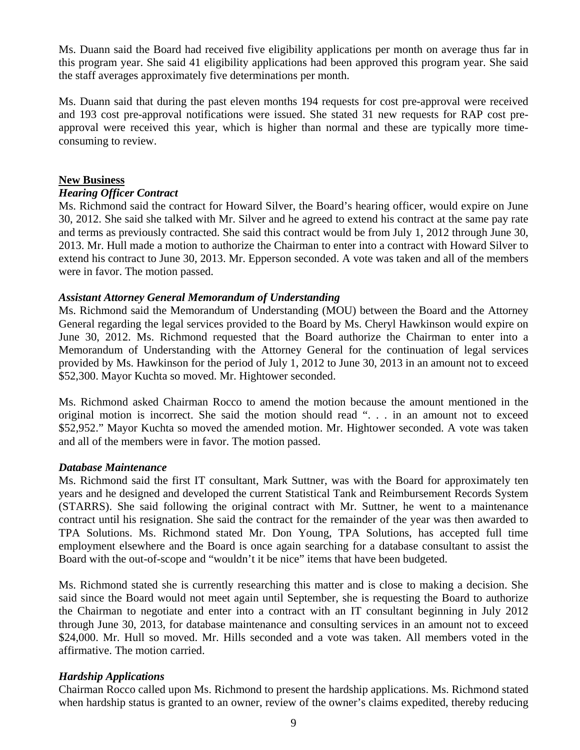Ms. Duann said the Board had received five eligibility applications per month on average thus far in this program year. She said 41 eligibility applications had been approved this program year. She said the staff averages approximately five determinations per month.

Ms. Duann said that during the past eleven months 194 requests for cost pre-approval were received and 193 cost pre-approval notifications were issued. She stated 31 new requests for RAP cost pre-approval were received this year, which is higher than normal and these are typically more time-consuming to review.

## New Business

### *Hearing Officer Contract*

Ms. Richmond said the contract for Howard Silver, the Board's hearing officer, would expire on June 30, 2012. She said she talked with Mr. Silver and he agreed to extend his contract at the same pay rate and terms as previously contracted. She said this contract would be from July 1, 2012 through June 30, 2013. Mr. Hull made a motion to authorize the Chairman to enter into a contract with Howard Silver to extend his contract to June 30, 2013. Mr. Epperson seconded. A vote was taken and all of the members were in favor. The motion passed.

### *Assistant Attorney General Memorandum of Understanding*

Ms. Richmond said the Memorandum of Understanding (MOU) between the Board and the Attorney General regarding the legal services provided to the Board by Ms. Cheryl Hawkinson would expire on June 30, 2012. Ms. Richmond requested that the Board authorize the Chairman to enter into a Memorandum of Understanding with the Attorney General for the continuation of legal services provided by Ms. Hawkinson for the period of July 1, 2012 to June 30, 2013 in an amount not to exceed $52,300. Mayor Kuchta so moved. Mr. Hightower seconded.

Ms. Richmond asked Chairman Rocco to amend the motion because the amount mentioned in the original motion is incorrect. She said the motion should read ". . . in an amount not to exceed $52,952." Mayor Kuchta so moved the amended motion. Mr. Hightower seconded. A vote was taken and all of the members were in favor. The motion passed.

### *Database Maintenance*

Ms. Richmond said the first IT consultant, Mark Suttner, was with the Board for approximately ten years and he designed and developed the current Statistical Tank and Reimbursement Records System (STARRS). She said following the original contract with Mr. Suttner, he went to a maintenance contract until his resignation. She said the contract for the remainder of the year was then awarded to TPA Solutions. Ms. Richmond stated Mr. Don Young, TPA Solutions, has accepted full time employment elsewhere and the Board is once again searching for a database consultant to assist the Board with the out-of-scope and "wouldn't it be nice" items that have been budgeted.

Ms. Richmond stated she is currently researching this matter and is close to making a decision. She said since the Board would not meet again until September, she is requesting the Board to authorize the Chairman to negotiate and enter into a contract with an IT consultant beginning in July 2012 through June 30, 2013, for database maintenance and consulting services in an amount not to exceed $24,000. Mr. Hull so moved. Mr. Hills seconded and a vote was taken. All members voted in the affirmative. The motion carried.

### *Hardship Applications*

Chairman Rocco called upon Ms. Richmond to present the hardship applications. Ms. Richmond stated when hardship status is granted to an owner, review of the owner's claims expedited, thereby reducing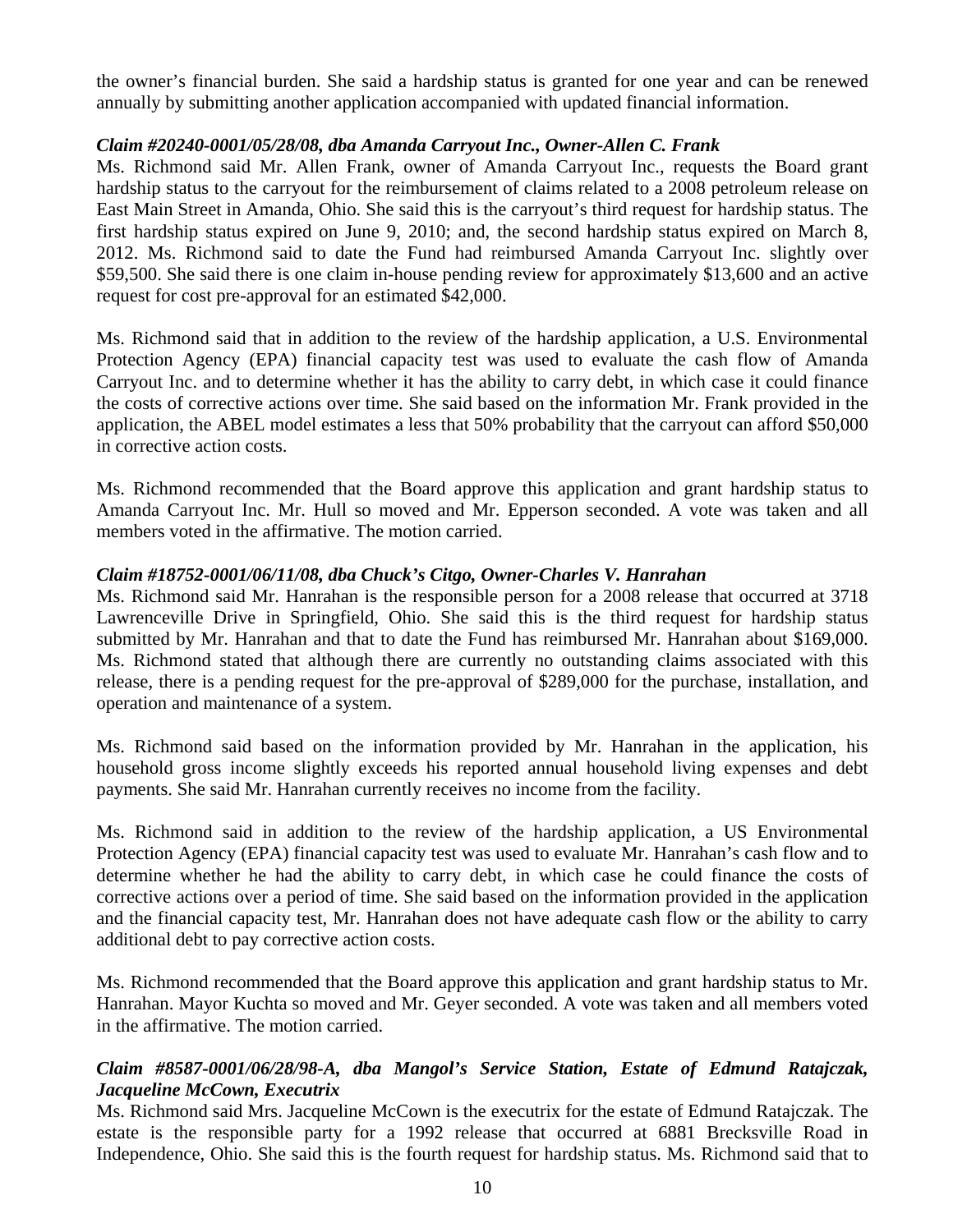the owner's financial burden. She said a hardship status is granted for one year and can be renewed annually by submitting another application accompanied with updated financial information.

***Claim #20240-0001/05/28/08, dba Amanda Carryout Inc., Owner-Allen C. Frank***

Ms. Richmond said Mr. Allen Frank, owner of Amanda Carryout Inc., requests the Board grant hardship status to the carryout for the reimbursement of claims related to a 2008 petroleum release on East Main Street in Amanda, Ohio. She said this is the carryout's third request for hardship status. The first hardship status expired on June 9, 2010; and, the second hardship status expired on March 8, 2012. Ms. Richmond said to date the Fund had reimbursed Amanda Carryout Inc. slightly over $59,500. She said there is one claim in-house pending review for approximately $13,600 and an active request for cost pre-approval for an estimated $42,000.

Ms. Richmond said that in addition to the review of the hardship application, a U.S. Environmental Protection Agency (EPA) financial capacity test was used to evaluate the cash flow of Amanda Carryout Inc. and to determine whether it has the ability to carry debt, in which case it could finance the costs of corrective actions over time. She said based on the information Mr. Frank provided in the application, the ABEL model estimates a less that 50% probability that the carryout can afford $50,000 in corrective action costs.

Ms. Richmond recommended that the Board approve this application and grant hardship status to Amanda Carryout Inc. Mr. Hull so moved and Mr. Epperson seconded. A vote was taken and all members voted in the affirmative. The motion carried.

***Claim #18752-0001/06/11/08, dba Chuck's Citgo, Owner-Charles V. Hanrahan***

Ms. Richmond said Mr. Hanrahan is the responsible person for a 2008 release that occurred at 3718 Lawrenceville Drive in Springfield, Ohio. She said this is the third request for hardship status submitted by Mr. Hanrahan and that to date the Fund has reimbursed Mr. Hanrahan about $169,000. Ms. Richmond stated that although there are currently no outstanding claims associated with this release, there is a pending request for the pre-approval of $289,000 for the purchase, installation, and operation and maintenance of a system.

Ms. Richmond said based on the information provided by Mr. Hanrahan in the application, his household gross income slightly exceeds his reported annual household living expenses and debt payments. She said Mr. Hanrahan currently receives no income from the facility.

Ms. Richmond said in addition to the review of the hardship application, a US Environmental Protection Agency (EPA) financial capacity test was used to evaluate Mr. Hanrahan's cash flow and to determine whether he had the ability to carry debt, in which case he could finance the costs of corrective actions over a period of time. She said based on the information provided in the application and the financial capacity test, Mr. Hanrahan does not have adequate cash flow or the ability to carry additional debt to pay corrective action costs.

Ms. Richmond recommended that the Board approve this application and grant hardship status to Mr. Hanrahan. Mayor Kuchta so moved and Mr. Geyer seconded. A vote was taken and all members voted in the affirmative. The motion carried.

***Claim #8587-0001/06/28/98-A, dba Mangol's Service Station, Estate of Edmund Ratajczak, Jacqueline McCown, Executrix***

Ms. Richmond said Mrs. Jacqueline McCown is the executrix for the estate of Edmund Ratajczak. The estate is the responsible party for a 1992 release that occurred at 6881 Brecksville Road in Independence, Ohio. She said this is the fourth request for hardship status. Ms. Richmond said that to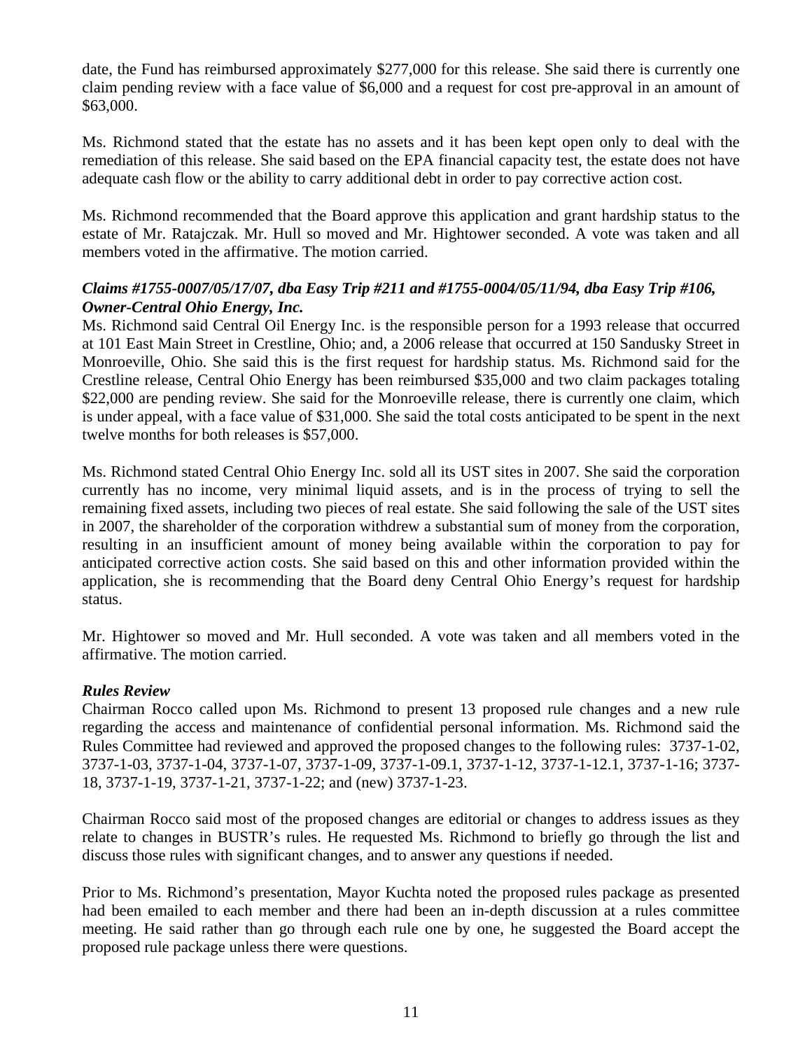date, the Fund has reimbursed approximately $277,000 for this release. She said there is currently one claim pending review with a face value of $6,000 and a request for cost pre-approval in an amount of $63,000.

Ms. Richmond stated that the estate has no assets and it has been kept open only to deal with the remediation of this release. She said based on the EPA financial capacity test, the estate does not have adequate cash flow or the ability to carry additional debt in order to pay corrective action cost.

Ms. Richmond recommended that the Board approve this application and grant hardship status to the estate of Mr. Ratajczak. Mr. Hull so moved and Mr. Hightower seconded. A vote was taken and all members voted in the affirmative. The motion carried.

***Claims #1755-0007/05/17/07, dba Easy Trip #211 and #1755-0004/05/11/94, dba Easy Trip #106, Owner-Central Ohio Energy, Inc.***

Ms. Richmond said Central Oil Energy Inc. is the responsible person for a 1993 release that occurred at 101 East Main Street in Crestline, Ohio; and, a 2006 release that occurred at 150 Sandusky Street in Monroeville, Ohio. She said this is the first request for hardship status. Ms. Richmond said for the Crestline release, Central Ohio Energy has been reimbursed $35,000 and two claim packages totaling $22,000 are pending review. She said for the Monroeville release, there is currently one claim, which is under appeal, with a face value of $31,000. She said the total costs anticipated to be spent in the next twelve months for both releases is $57,000.

Ms. Richmond stated Central Ohio Energy Inc. sold all its UST sites in 2007. She said the corporation currently has no income, very minimal liquid assets, and is in the process of trying to sell the remaining fixed assets, including two pieces of real estate. She said following the sale of the UST sites in 2007, the shareholder of the corporation withdrew a substantial sum of money from the corporation, resulting in an insufficient amount of money being available within the corporation to pay for anticipated corrective action costs. She said based on this and other information provided within the application, she is recommending that the Board deny Central Ohio Energy's request for hardship status.

Mr. Hightower so moved and Mr. Hull seconded. A vote was taken and all members voted in the affirmative. The motion carried.

***Rules Review***

Chairman Rocco called upon Ms. Richmond to present 13 proposed rule changes and a new rule regarding the access and maintenance of confidential personal information. Ms. Richmond said the Rules Committee had reviewed and approved the proposed changes to the following rules: 3737-1-02, 3737-1-03, 3737-1-04, 3737-1-07, 3737-1-09, 3737-1-09.1, 3737-1-12, 3737-1-12.1, 3737-1-16; 3737-18, 3737-1-19, 3737-1-21, 3737-1-22; and (new) 3737-1-23.

Chairman Rocco said most of the proposed changes are editorial or changes to address issues as they relate to changes in BUSTR's rules. He requested Ms. Richmond to briefly go through the list and discuss those rules with significant changes, and to answer any questions if needed.

Prior to Ms. Richmond's presentation, Mayor Kuchta noted the proposed rules package as presented had been emailed to each member and there had been an in-depth discussion at a rules committee meeting. He said rather than go through each rule one by one, he suggested the Board accept the proposed rule package unless there were questions.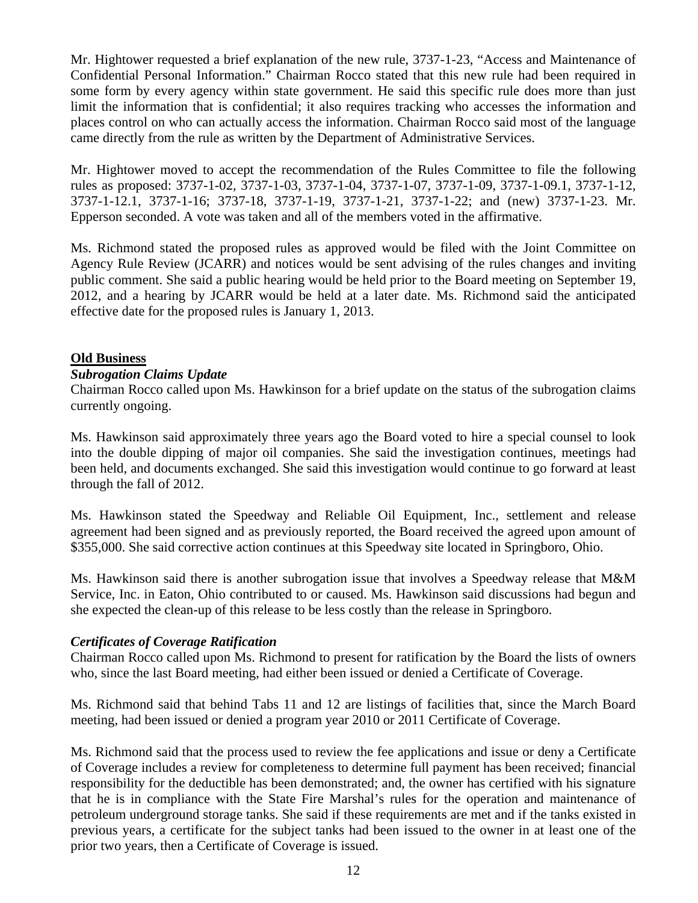Mr. Hightower requested a brief explanation of the new rule, 3737-1-23, "Access and Maintenance of Confidential Personal Information." Chairman Rocco stated that this new rule had been required in some form by every agency within state government. He said this specific rule does more than just limit the information that is confidential; it also requires tracking who accesses the information and places control on who can actually access the information. Chairman Rocco said most of the language came directly from the rule as written by the Department of Administrative Services.

Mr. Hightower moved to accept the recommendation of the Rules Committee to file the following rules as proposed: 3737-1-02, 3737-1-03, 3737-1-04, 3737-1-07, 3737-1-09, 3737-1-09.1, 3737-1-12, 3737-1-12.1, 3737-1-16; 3737-18, 3737-1-19, 3737-1-21, 3737-1-22; and (new) 3737-1-23. Mr. Epperson seconded. A vote was taken and all of the members voted in the affirmative.

Ms. Richmond stated the proposed rules as approved would be filed with the Joint Committee on Agency Rule Review (JCARR) and notices would be sent advising of the rules changes and inviting public comment. She said a public hearing would be held prior to the Board meeting on September 19, 2012, and a hearing by JCARR would be held at a later date. Ms. Richmond said the anticipated effective date for the proposed rules is January 1, 2013.

**Old Business**

***Subrogation Claims Update***

Chairman Rocco called upon Ms. Hawkinson for a brief update on the status of the subrogation claims currently ongoing.

Ms. Hawkinson said approximately three years ago the Board voted to hire a special counsel to look into the double dipping of major oil companies. She said the investigation continues, meetings had been held, and documents exchanged. She said this investigation would continue to go forward at least through the fall of 2012.

Ms. Hawkinson stated the Speedway and Reliable Oil Equipment, Inc., settlement and release agreement had been signed and as previously reported, the Board received the agreed upon amount of $355,000. She said corrective action continues at this Speedway site located in Springboro, Ohio.

Ms. Hawkinson said there is another subrogation issue that involves a Speedway release that M&M Service, Inc. in Eaton, Ohio contributed to or caused. Ms. Hawkinson said discussions had begun and she expected the clean-up of this release to be less costly than the release in Springboro.

***Certificates of Coverage Ratification***

Chairman Rocco called upon Ms. Richmond to present for ratification by the Board the lists of owners who, since the last Board meeting, had either been issued or denied a Certificate of Coverage.

Ms. Richmond said that behind Tabs 11 and 12 are listings of facilities that, since the March Board meeting, had been issued or denied a program year 2010 or 2011 Certificate of Coverage.

Ms. Richmond said that the process used to review the fee applications and issue or deny a Certificate of Coverage includes a review for completeness to determine full payment has been received; financial responsibility for the deductible has been demonstrated; and, the owner has certified with his signature that he is in compliance with the State Fire Marshal's rules for the operation and maintenance of petroleum underground storage tanks. She said if these requirements are met and if the tanks existed in previous years, a certificate for the subject tanks had been issued to the owner in at least one of the prior two years, then a Certificate of Coverage is issued.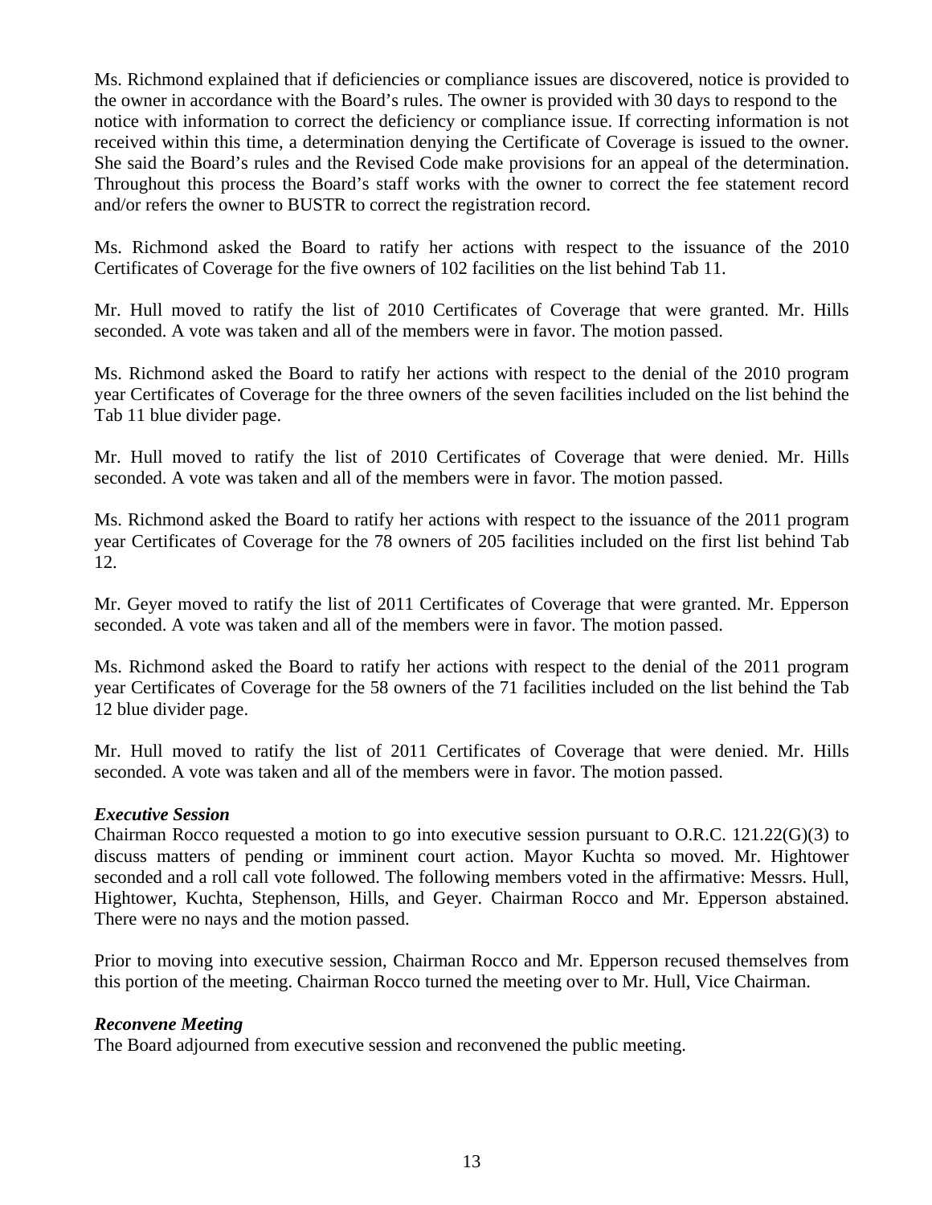Ms. Richmond explained that if deficiencies or compliance issues are discovered, notice is provided to the owner in accordance with the Board's rules. The owner is provided with 30 days to respond to the notice with information to correct the deficiency or compliance issue. If correcting information is not received within this time, a determination denying the Certificate of Coverage is issued to the owner. She said the Board's rules and the Revised Code make provisions for an appeal of the determination. Throughout this process the Board's staff works with the owner to correct the fee statement record and/or refers the owner to BUSTR to correct the registration record.

Ms. Richmond asked the Board to ratify her actions with respect to the issuance of the 2010 Certificates of Coverage for the five owners of 102 facilities on the list behind Tab 11.

Mr. Hull moved to ratify the list of 2010 Certificates of Coverage that were granted. Mr. Hills seconded. A vote was taken and all of the members were in favor. The motion passed.

Ms. Richmond asked the Board to ratify her actions with respect to the denial of the 2010 program year Certificates of Coverage for the three owners of the seven facilities included on the list behind the Tab 11 blue divider page.

Mr. Hull moved to ratify the list of 2010 Certificates of Coverage that were denied. Mr. Hills seconded. A vote was taken and all of the members were in favor. The motion passed.

Ms. Richmond asked the Board to ratify her actions with respect to the issuance of the 2011 program year Certificates of Coverage for the 78 owners of 205 facilities included on the first list behind Tab 12.

Mr. Geyer moved to ratify the list of 2011 Certificates of Coverage that were granted. Mr. Epperson seconded. A vote was taken and all of the members were in favor. The motion passed.

Ms. Richmond asked the Board to ratify her actions with respect to the denial of the 2011 program year Certificates of Coverage for the 58 owners of the 71 facilities included on the list behind the Tab 12 blue divider page.

Mr. Hull moved to ratify the list of 2011 Certificates of Coverage that were denied. Mr. Hills seconded. A vote was taken and all of the members were in favor. The motion passed.

***Executive Session***

Chairman Rocco requested a motion to go into executive session pursuant to O.R.C. 121.22(G)(3) to discuss matters of pending or imminent court action. Mayor Kuchta so moved. Mr. Hightower seconded and a roll call vote followed. The following members voted in the affirmative: Messrs. Hull, Hightower, Kuchta, Stephenson, Hills, and Geyer. Chairman Rocco and Mr. Epperson abstained. There were no nays and the motion passed.

Prior to moving into executive session, Chairman Rocco and Mr. Epperson recused themselves from this portion of the meeting. Chairman Rocco turned the meeting over to Mr. Hull, Vice Chairman.

***Reconvene Meeting***

The Board adjourned from executive session and reconvened the public meeting.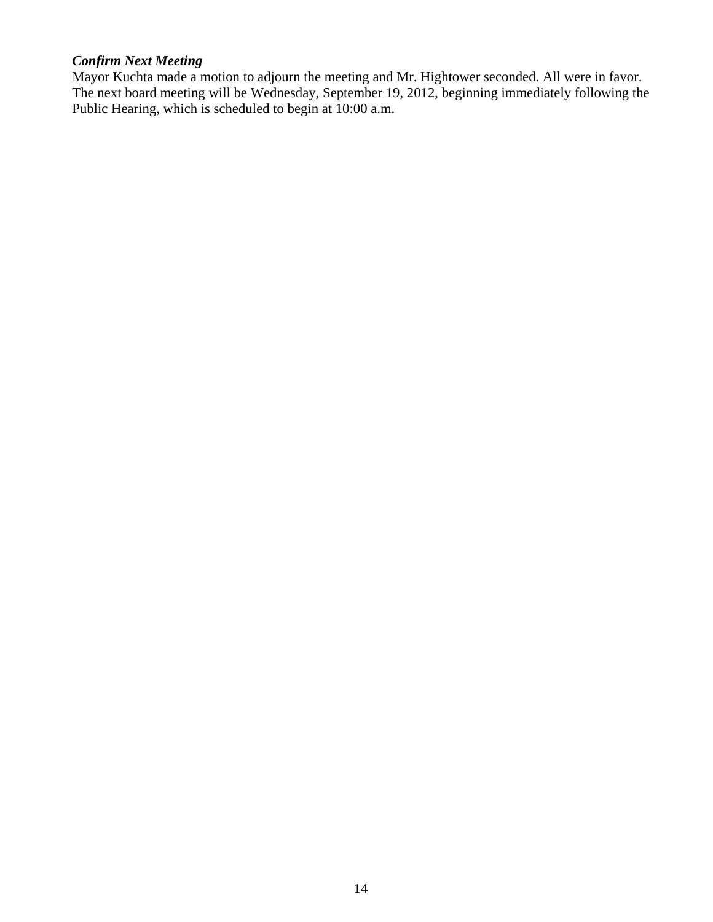***Confirm Next Meeting***

Mayor Kuchta made a motion to adjourn the meeting and Mr. Hightower seconded. All were in favor. The next board meeting will be Wednesday, September 19, 2012, beginning immediately following the Public Hearing, which is scheduled to begin at 10:00 a.m.